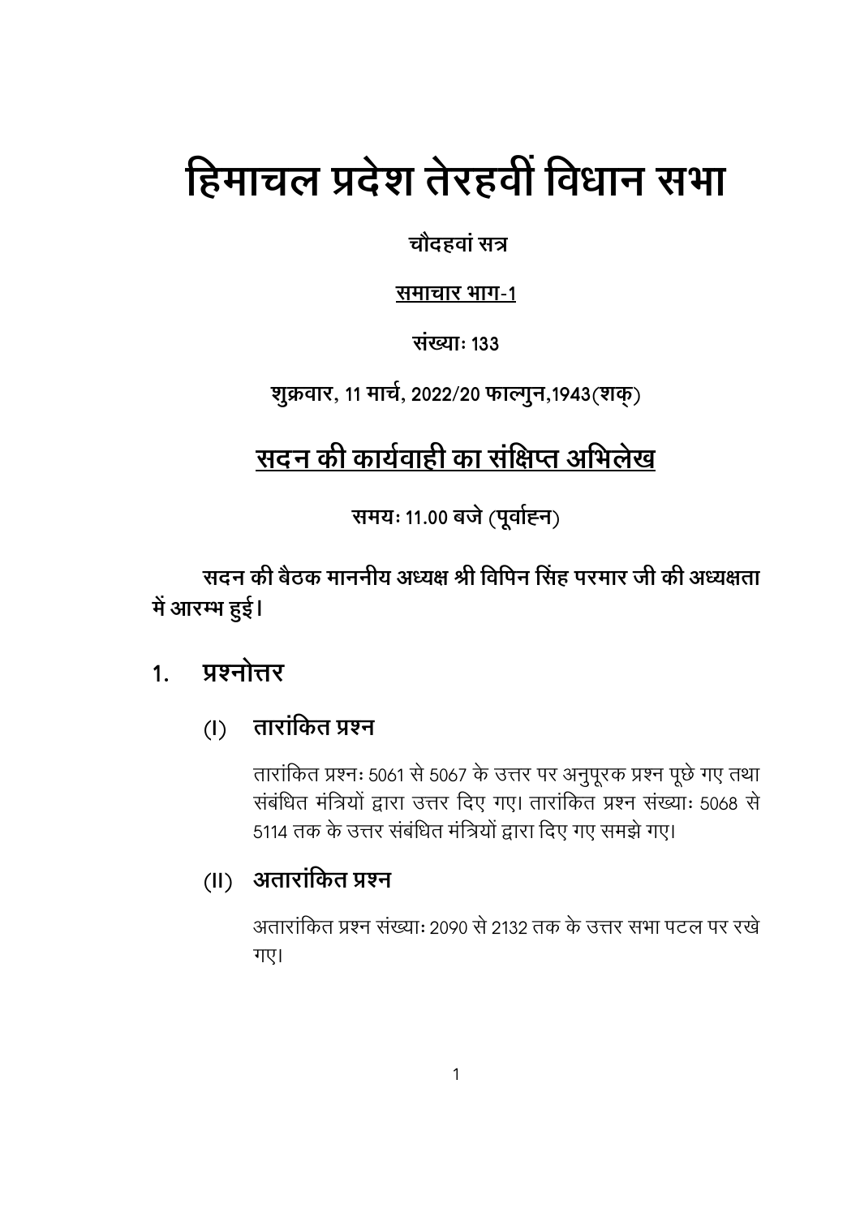# हिमाचल प्रदेश तेरहवीं विधान सभा

**चौदहवां सत्र**

**समाचार भाग-1**

**संख्याः 133**

**शुक्रवार, 11 मार्च, 2022/20 फाल्गुन,1943(शक्)**

## सदन की कार्यवाही का संक्षिप्त अभिलेख

**समयः 11.00 बजे (पूर्वाह्न)**

**सदन की बैठक माननीय अध्यक्ष श्री विपिन सिंह परमार जी की अध्यक्षता में आरम्भ हुई।**

## 1. प्रश्नोत्तर

### (I) तारांकित प्रश्न

तारांकित प्रश्नः 5061 से 5067 के उत्तर पर अनुपूरक प्रश्न पूछे गए तथा संबंधित मंत्रियों द्वारा उत्तर दिए गए। तारांकित प्रश्न संख्याः 5068 से 5114 तक के उत्तर संबंधित मंत्रियों द्वारा दिए गए समझे गए।

### (II) अतारांकित प्रश्न

अतारांकित प्रश्न संख्याः 2090 से 2132 तक के उत्तर सभा पटल पर रखे गए।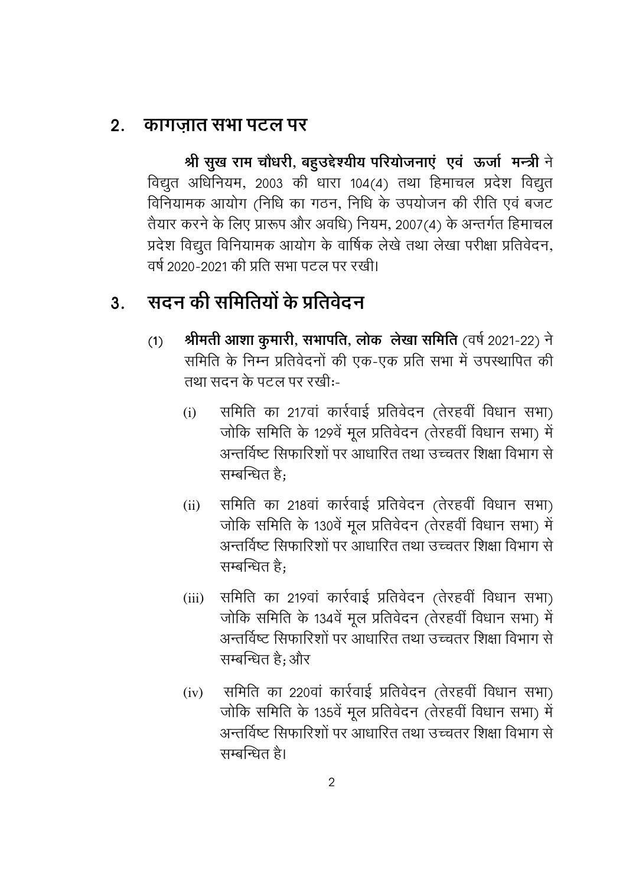## 2. कागज़ात सभा पटल पर

**श्री सुख राम चौधरी, बहुउद्देश्यीय परियोजनाएं एवं ऊर्जा मन्त्री** ने विद्युत अधिनियम, 2003 की धारा 104(4) तथा हिमाचल प्रदेश विद्युत विनियामक आयोग (निधि का गठन, निधि के उपयोजन की रीति एवं बजट तैयार करने के लिए प्रारूप और अवधि) नियम, 2007(4) के अन्तर्गत हिमाचल प्रदेश विद्युत विनियामक आयोग के वार्षिक लेखे तथा लेखा परीक्षा प्रतिवेदन, वर्ष 2020-2021 की प्रति सभा पटल पर रखी।

## 3. सदन की समितियों के प्रतिवेदन

(1) **श्रीमती आशा कुमारी, सभापति, लोक लेखा समिति** (वर्ष 2021-22) ने समिति के निम्न प्रतिवेदनों की एक-एक प्रति सभा में उपस्थापित की तथा सदन के पटल पर रखीः-

(i) समिति का 217वां कार्रवाई प्रतिवेदन (तेरहवीं विधान सभा) जोकि समिति के 129वें मूल प्रतिवेदन (तेरहवीं विधान सभा) में अन्तर्विष्ट सिफारिशों पर आधारित तथा उच्चतर शिक्षा विभाग से सम्बन्धित है;

(ii) समिति का 218वां कार्रवाई प्रतिवेदन (तेरहवीं विधान सभा) जोकि समिति के 130वें मूल प्रतिवेदन (तेरहवीं विधान सभा) में अन्तर्विष्ट सिफारिशों पर आधारित तथा उच्चतर शिक्षा विभाग से सम्बन्धित है;

(iii) समिति का 219वां कार्रवाई प्रतिवेदन (तेरहवीं विधान सभा) जोकि समिति के 134वें मूल प्रतिवेदन (तेरहवीं विधान सभा) में अन्तर्विष्ट सिफारिशों पर आधारित तथा उच्चतर शिक्षा विभाग से सम्बन्धित है; और

(iv) समिति का 220वां कार्रवाई प्रतिवेदन (तेरहवीं विधान सभा) जोकि समिति के 135वें मूल प्रतिवेदन (तेरहवीं विधान सभा) में अन्तर्विष्ट सिफारिशों पर आधारित तथा उच्चतर शिक्षा विभाग से सम्बन्धित है।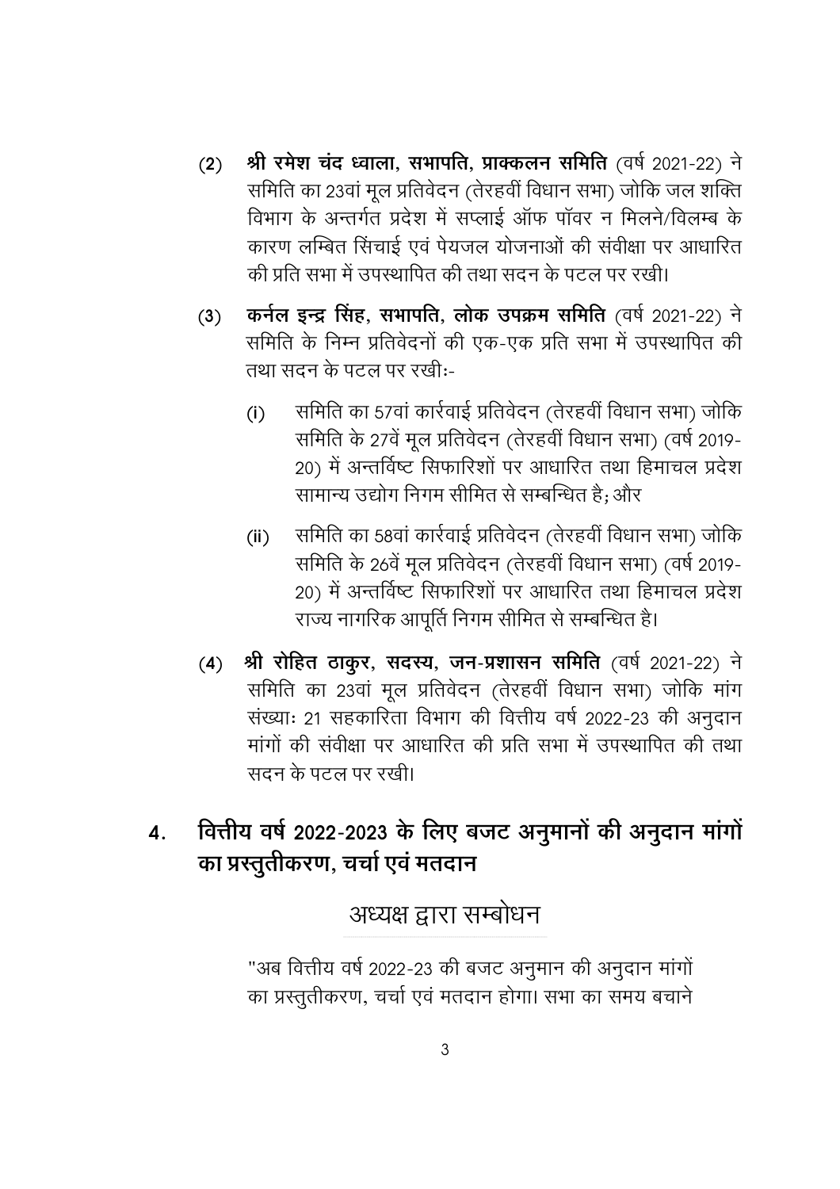(2) **श्री रमेश चंद ध्वाला, सभापति, प्राक्कलन समिति** (वर्ष 2021-22) ने समिति का 23वां मूल प्रतिवेदन (तेरहवीं विधान सभा) जोकि जल शक्ति विभाग के अन्तर्गत प्रदेश में सप्लाई ऑफ पॉवर न मिलने/विलम्ब के कारण लम्बित सिंचाई एवं पेयजल योजनाओं की संवीक्षा पर आधारित की प्रति सभा में उपस्थापित की तथा सदन के पटल पर रखी।

(3) **कर्नल इन्द्र सिंह, सभापति, लोक उपक्रम समिति** (वर्ष 2021-22) ने समिति के निम्न प्रतिवेदनों की एक-एक प्रति सभा में उपस्थापित की तथा सदन के पटल पर रखीः-

  (i) समिति का 57वां कार्रवाई प्रतिवेदन (तेरहवीं विधान सभा) जोकि समिति के 27वें मूल प्रतिवेदन (तेरहवीं विधान सभा) (वर्ष 2019-20) में अन्तर्विष्ट सिफारिशों पर आधारित तथा हिमाचल प्रदेश सामान्य उद्योग निगम सीमित से सम्बन्धित है; और

  (ii) समिति का 58वां कार्रवाई प्रतिवेदन (तेरहवीं विधान सभा) जोकि समिति के 26वें मूल प्रतिवेदन (तेरहवीं विधान सभा) (वर्ष 2019-20) में अन्तर्विष्ट सिफारिशों पर आधारित तथा हिमाचल प्रदेश राज्य नागरिक आपूर्ति निगम सीमित से सम्बन्धित है।

(4) **श्री रोहित ठाकुर, सदस्य, जन-प्रशासन समिति** (वर्ष 2021-22) ने समिति का 23वां मूल प्रतिवेदन (तेरहवीं विधान सभा) जोकि मांग संख्याः 21 सहकारिता विभाग की वित्तीय वर्ष 2022-23 की अनुदान मांगों की संवीक्षा पर आधारित की प्रति सभा में उपस्थापित की तथा सदन के पटल पर रखी।

## 4. वित्तीय वर्ष 2022-2023 के लिए बजट अनुमानों की अनुदान मांगों का प्रस्तुतीकरण, चर्चा एवं मतदान

### अध्यक्ष द्वारा सम्बोधन

"अब वित्तीय वर्ष 2022-23 की बजट अनुमान की अनुदान मांगों का प्रस्तुतीकरण, चर्चा एवं मतदान होगा। सभा का समय बचाने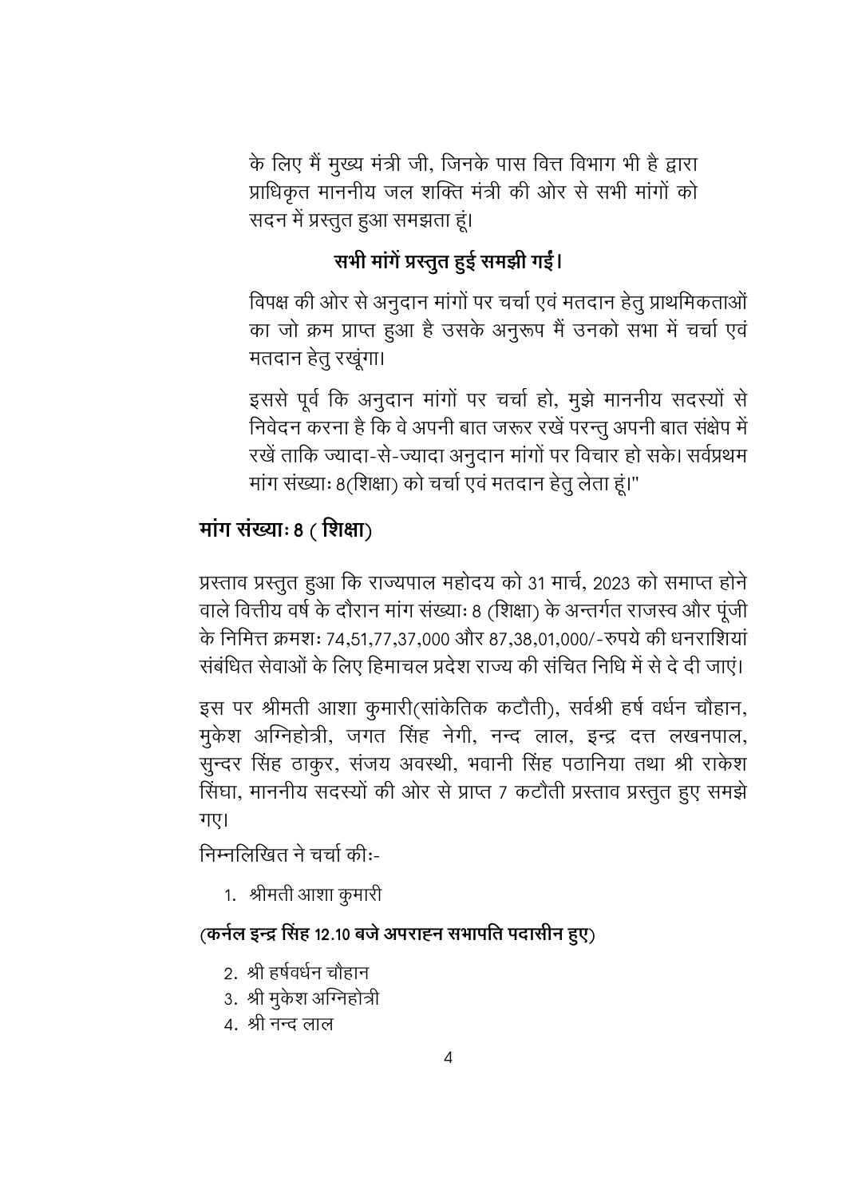के लिए मैं मुख्य मंत्री जी, जिनके पास वित्त विभाग भी है द्वारा प्राधिकृत माननीय जल शक्ति मंत्री की ओर से सभी मांगों को सदन में प्रस्तुत हुआ समझता हूं।

**सभी मांगें प्रस्तुत हुई समझी गईं।**

विपक्ष की ओर से अनुदान मांगों पर चर्चा एवं मतदान हेतु प्राथमिकताओं का जो क्रम प्राप्त हुआ है उसके अनुरूप मैं उनको सभा में चर्चा एवं मतदान हेतु रखूंगा।

इससे पूर्व कि अनुदान मांगों पर चर्चा हो, मुझे माननीय सदस्यों से निवेदन करना है कि वे अपनी बात जरूर रखें परन्तु अपनी बात संक्षेप में रखें ताकि ज्यादा-से-ज्यादा अनुदान मांगों पर विचार हो सके। सर्वप्रथम मांग संख्याः 8(शिक्षा) को चर्चा एवं मतदान हेतु लेता हूं।"

## मांग संख्याः 8 ( शिक्षा)

प्रस्ताव प्रस्तुत हुआ कि राज्यपाल महोदय को 31 मार्च, 2023 को समाप्त होने वाले वित्तीय वर्ष के दौरान मांग संख्याः 8 (शिक्षा) के अन्तर्गत राजस्व और पूंजी के निमित्त क्रमशः 74,51,77,37,000 और 87,38,01,000/-रुपये की धनराशियां संबंधित सेवाओं के लिए हिमाचल प्रदेश राज्य की संचित निधि में से दे दी जाएं।

इस पर श्रीमती आशा कुमारी(सांकेतिक कटौती), सर्वश्री हर्ष वर्धन चौहान, मुकेश अग्निहोत्री, जगत सिंह नेगी, नन्द लाल, इन्द्र दत्त लखनपाल, सुन्दर सिंह ठाकुर, संजय अवस्थी, भवानी सिंह पठानिया तथा श्री राकेश सिंघा, माननीय सदस्यों की ओर से प्राप्त 7 कटौती प्रस्ताव प्रस्तुत हुए समझे गए।

निम्नलिखित ने चर्चा कीः-

1. श्रीमती आशा कुमारी

**(कर्नल इन्द्र सिंह 12.10 बजे अपराह्न सभापति पदासीन हुए)**

2. श्री हर्षवर्धन चौहान
3. श्री मुकेश अग्निहोत्री
4. श्री नन्द लाल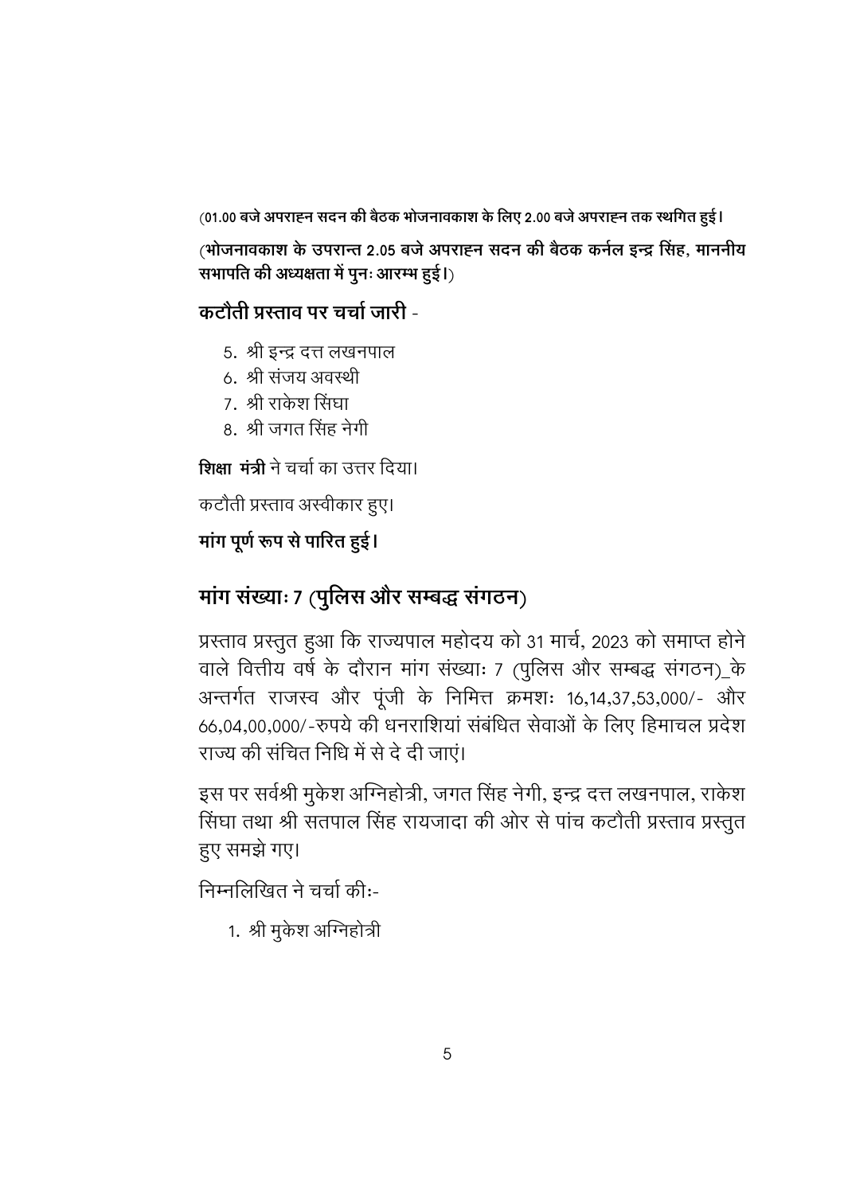**(01.00 बजे अपराह्न सदन की बैठक भोजनावकाश के लिए 2.00 बजे अपराह्न तक स्थगित हुई।**

**(भोजनावकाश के उपरान्त 2.05 बजे अपराह्न सदन की बैठक कर्नल इन्द्र सिंह, माननीय सभापति की अध्यक्षता में पुनः आरम्भ हुई।)**

**कटौती प्रस्ताव पर चर्चा जारी** -

5. श्री इन्द्र दत्त लखनपाल
6. श्री संजय अवस्थी
7. श्री राकेश सिंघा
8. श्री जगत सिंह नेगी

**शिक्षा मंत्री** ने चर्चा का उत्तर दिया।

कटौती प्रस्ताव अस्वीकार हुए।

**मांग पूर्ण रूप से पारित हुई।**

## मांग संख्याः 7 (पुलिस और सम्बद्ध संगठन)

प्रस्ताव प्रस्तुत हुआ कि राज्यपाल महोदय को 31 मार्च, 2023 को समाप्त होने वाले वित्तीय वर्ष के दौरान मांग संख्याः 7 (पुलिस और सम्बद्ध संगठन)_के अन्तर्गत राजस्व और पूंजी के निमित्त क्रमशः 16,14,37,53,000/- और 66,04,00,000/-रुपये की धनराशियां संबंधित सेवाओं के लिए हिमाचल प्रदेश राज्य की संचित निधि में से दे दी जाएं।

इस पर सर्वश्री मुकेश अग्निहोत्री, जगत सिंह नेगी, इन्द्र दत्त लखनपाल, राकेश सिंघा तथा श्री सतपाल सिंह रायजादा की ओर से पांच कटौती प्रस्ताव प्रस्तुत हुए समझे गए।

निम्नलिखित ने चर्चा कीः-

1. श्री मुकेश अग्निहोत्री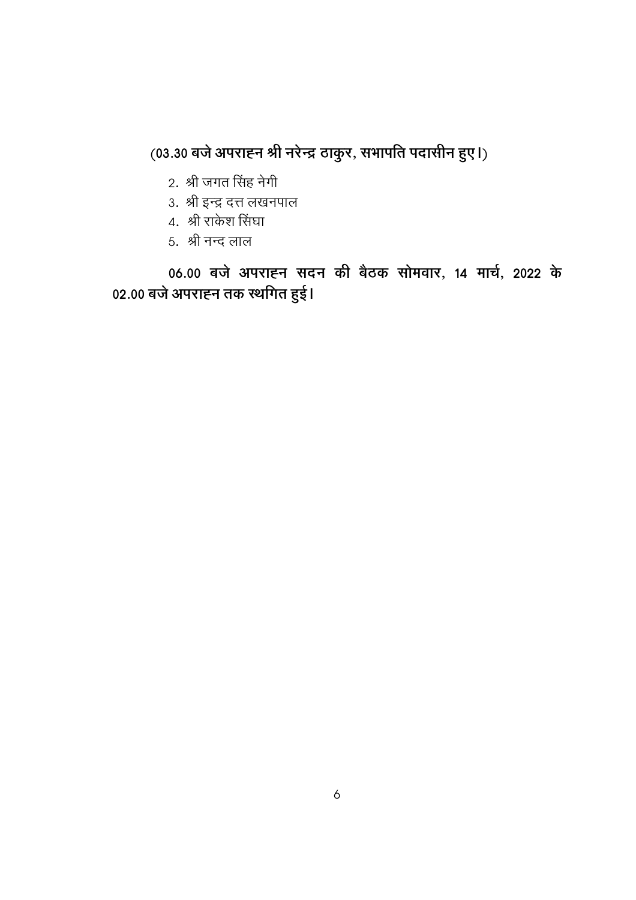**(03.30 बजे अपराह्न श्री नरेन्द्र ठाकुर, सभापति पदासीन हुए।)**

2. श्री जगत सिंह नेगी
3. श्री इन्द्र दत्त लखनपाल
4. श्री राकेश सिंघा
5. श्री नन्द लाल

**06.00 बजे अपराह्न सदन की बैठक सोमवार, 14 मार्च, 2022 के 02.00 बजे अपराह्न तक स्थगित हुई।**